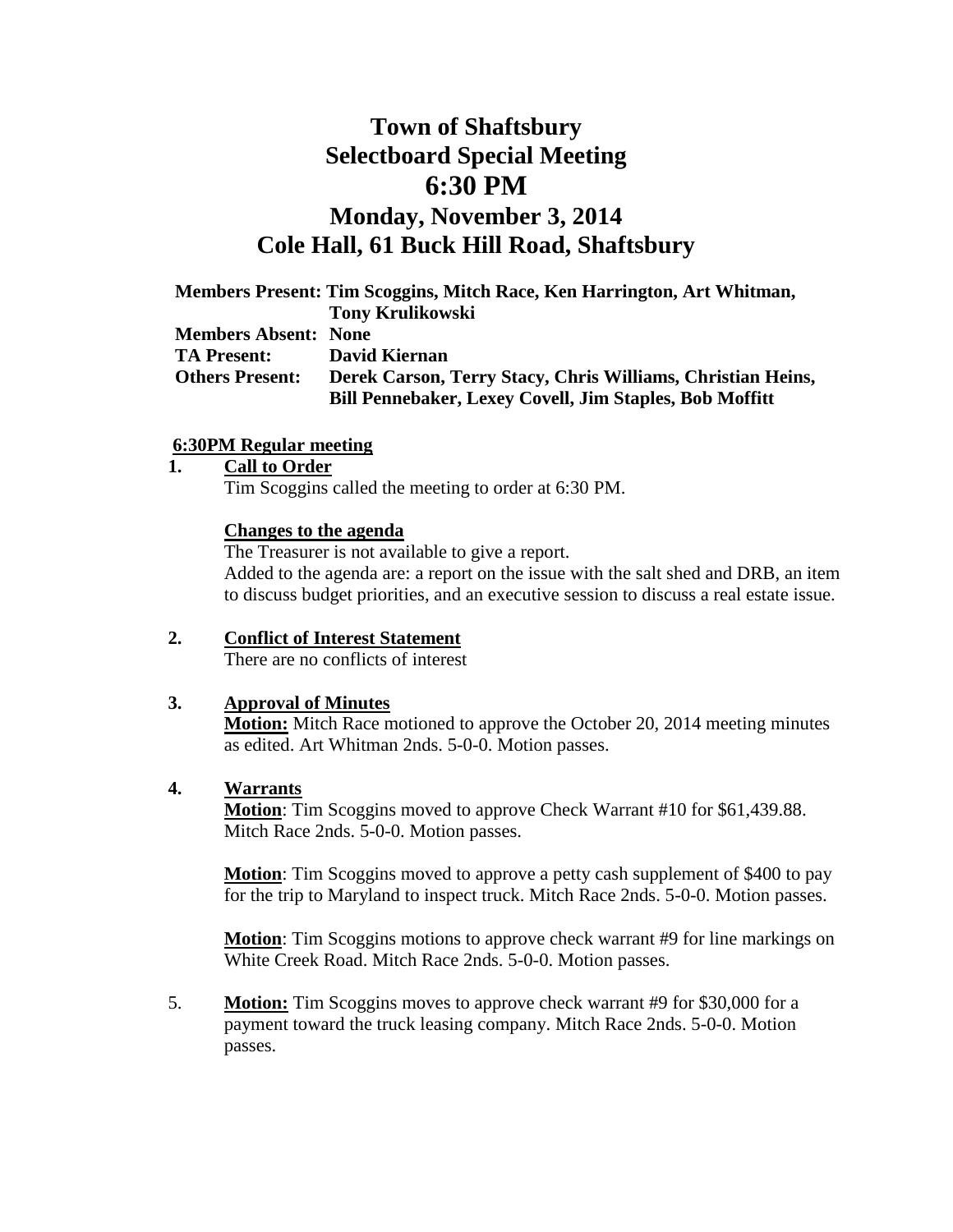# Town of Shaftsbury
# Selectboard Special Meeting
# 6:30 PM
## Monday, November 3, 2014
## Cole Hall, 61 Buck Hill Road, Shaftsbury

**Members Present:** **Tim Scoggins, Mitch Race, Ken Harrington, Art Whitman, Tony Krulikowski**
**Members Absent:** **None**
**TA Present:** **David Kiernan**
**Others Present:** **Derek Carson, Terry Stacy, Chris Williams, Christian Heins, Bill Pennebaker, Lexey Covell, Jim Staples, Bob Moffitt**

**6:30PM Regular meeting**

1. **Call to Order**
   Tim Scoggins called the meeting to order at 6:30 PM.

   **Changes to the agenda**
   The Treasurer is not available to give a report.
   Added to the agenda are: a report on the issue with the salt shed and DRB, an item to discuss budget priorities, and an executive session to discuss a real estate issue.

2. **Conflict of Interest Statement**
   There are no conflicts of interest

3. **Approval of Minutes**
   **Motion:** Mitch Race motioned to approve the October 20, 2014 meeting minutes as edited. Art Whitman 2nds. 5-0-0. Motion passes.

4. **Warrants**
   **Motion**: Tim Scoggins moved to approve Check Warrant #10 for $61,439.88. Mitch Race 2nds. 5-0-0. Motion passes.

   **Motion**: Tim Scoggins moved to approve a petty cash supplement of $400 to pay for the trip to Maryland to inspect truck. Mitch Race 2nds. 5-0-0. Motion passes.

   **Motion**: Tim Scoggins motions to approve check warrant #9 for line markings on White Creek Road. Mitch Race 2nds. 5-0-0. Motion passes.

5. **Motion:** Tim Scoggins moves to approve check warrant #9 for $30,000 for a payment toward the truck leasing company. Mitch Race 2nds. 5-0-0. Motion passes.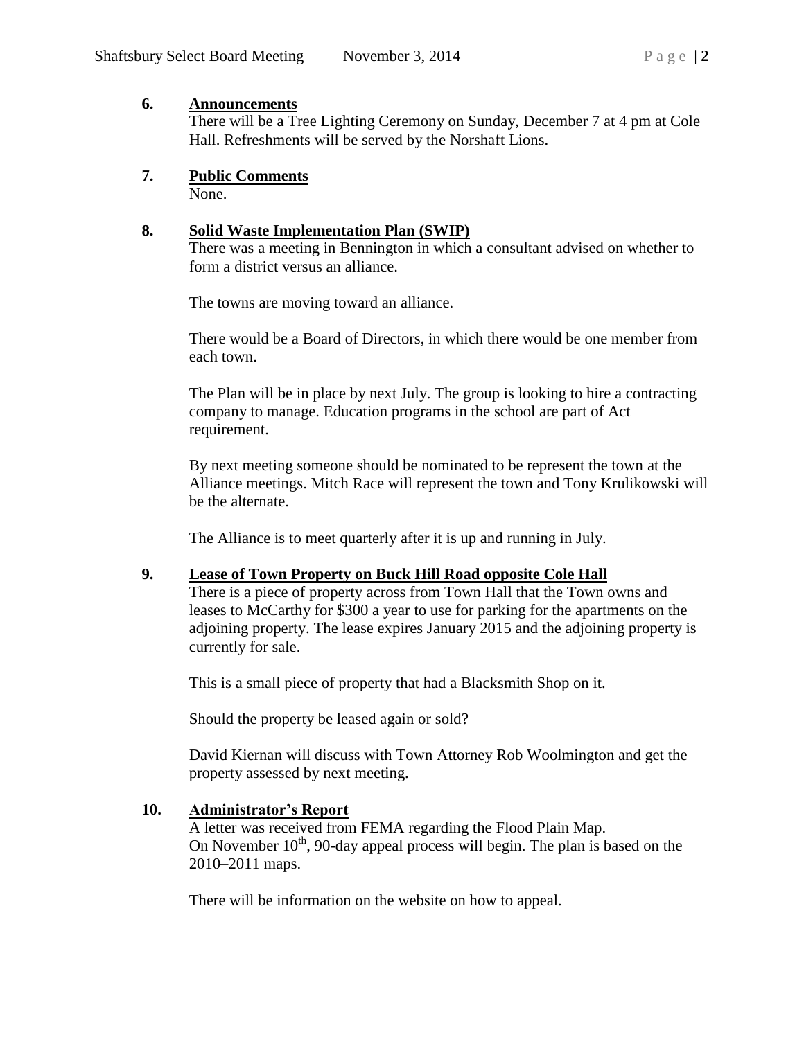## 6. Announcements

There will be a Tree Lighting Ceremony on Sunday, December 7 at 4 pm at Cole Hall. Refreshments will be served by the Norshaft Lions.

## 7. Public Comments

None.

## 8. Solid Waste Implementation Plan (SWIP)

There was a meeting in Bennington in which a consultant advised on whether to form a district versus an alliance.

The towns are moving toward an alliance.

There would be a Board of Directors, in which there would be one member from each town.

The Plan will be in place by next July. The group is looking to hire a contracting company to manage. Education programs in the school are part of Act requirement.

By next meeting someone should be nominated to be represent the town at the Alliance meetings. Mitch Race will represent the town and Tony Krulikowski will be the alternate.

The Alliance is to meet quarterly after it is up and running in July.

## 9. Lease of Town Property on Buck Hill Road opposite Cole Hall

There is a piece of property across from Town Hall that the Town owns and leases to McCarthy for $300 a year to use for parking for the apartments on the adjoining property. The lease expires January 2015 and the adjoining property is currently for sale.

This is a small piece of property that had a Blacksmith Shop on it.

Should the property be leased again or sold?

David Kiernan will discuss with Town Attorney Rob Woolmington and get the property assessed by next meeting.

## 10. Administrator's Report

A letter was received from FEMA regarding the Flood Plain Map.
On November 10th, 90-day appeal process will begin. The plan is based on the 2010–2011 maps.

There will be information on the website on how to appeal.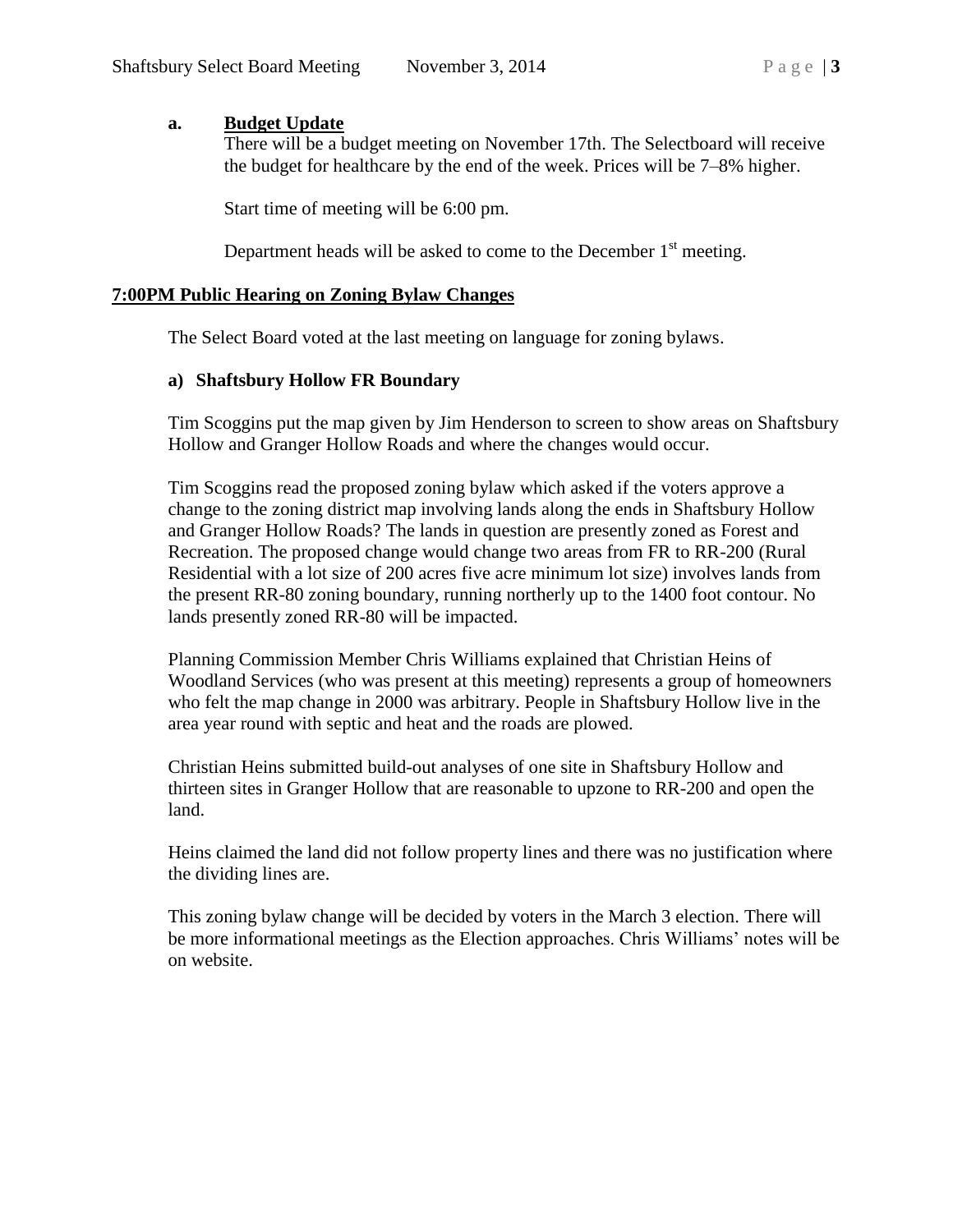**a. Budget Update**

There will be a budget meeting on November 17th. The Selectboard will receive the budget for healthcare by the end of the week. Prices will be 7–8% higher.

Start time of meeting will be 6:00 pm.

Department heads will be asked to come to the December 1st meeting.

## 7:00PM Public Hearing on Zoning Bylaw Changes

The Select Board voted at the last meeting on language for zoning bylaws.

**a) Shaftsbury Hollow FR Boundary**

Tim Scoggins put the map given by Jim Henderson to screen to show areas on Shaftsbury Hollow and Granger Hollow Roads and where the changes would occur.

Tim Scoggins read the proposed zoning bylaw which asked if the voters approve a change to the zoning district map involving lands along the ends in Shaftsbury Hollow and Granger Hollow Roads? The lands in question are presently zoned as Forest and Recreation. The proposed change would change two areas from FR to RR-200 (Rural Residential with a lot size of 200 acres five acre minimum lot size) involves lands from the present RR-80 zoning boundary, running northerly up to the 1400 foot contour. No lands presently zoned RR-80 will be impacted.

Planning Commission Member Chris Williams explained that Christian Heins of Woodland Services (who was present at this meeting) represents a group of homeowners who felt the map change in 2000 was arbitrary. People in Shaftsbury Hollow live in the area year round with septic and heat and the roads are plowed.

Christian Heins submitted build-out analyses of one site in Shaftsbury Hollow and thirteen sites in Granger Hollow that are reasonable to upzone to RR-200 and open the land.

Heins claimed the land did not follow property lines and there was no justification where the dividing lines are.

This zoning bylaw change will be decided by voters in the March 3 election. There will be more informational meetings as the Election approaches. Chris Williams' notes will be on website.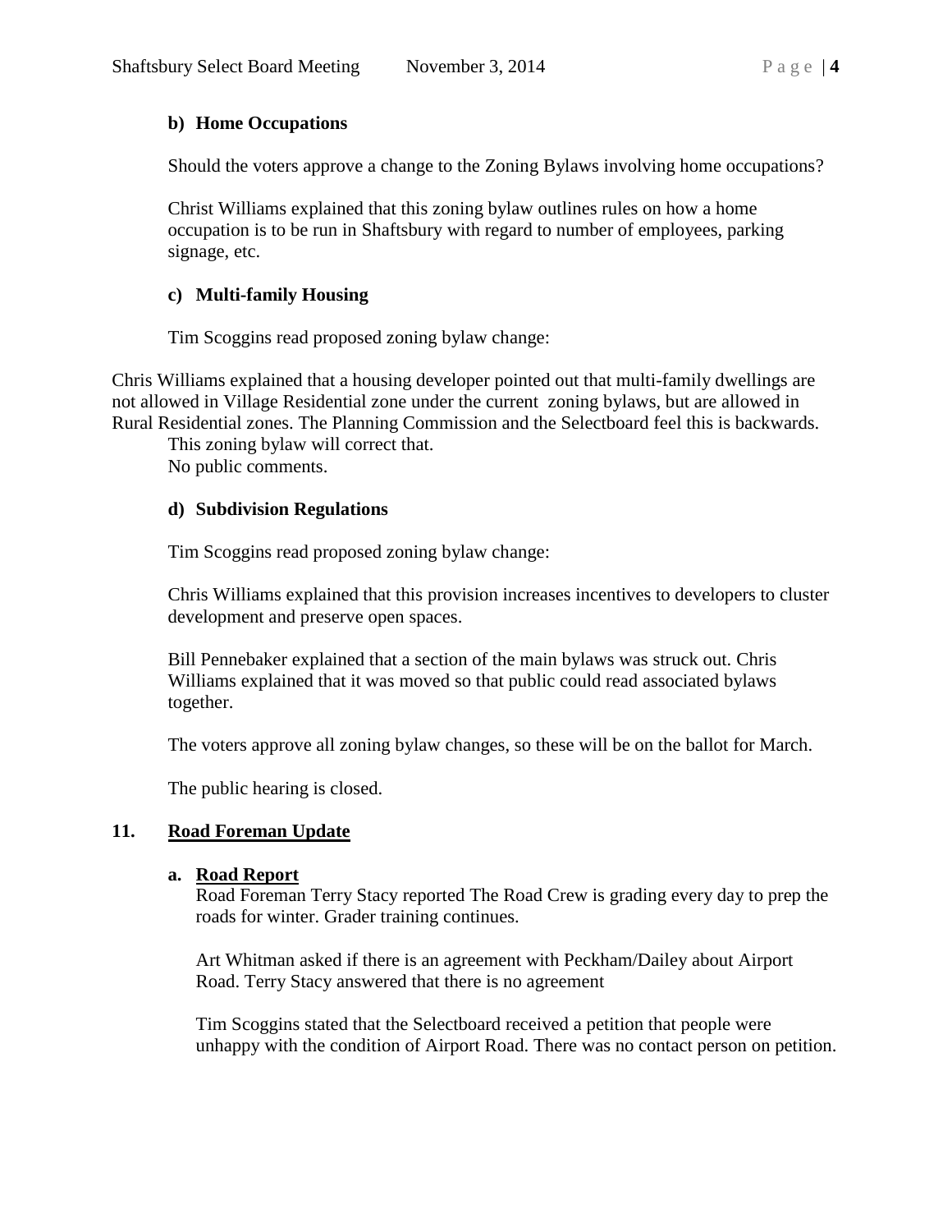**b) Home Occupations**

Should the voters approve a change to the Zoning Bylaws involving home occupations?

Christ Williams explained that this zoning bylaw outlines rules on how a home occupation is to be run in Shaftsbury with regard to number of employees, parking signage, etc.

**c) Multi-family Housing**

Tim Scoggins read proposed zoning bylaw change:

Chris Williams explained that a housing developer pointed out that multi-family dwellings are not allowed in Village Residential zone under the current zoning bylaws, but are allowed in Rural Residential zones. The Planning Commission and the Selectboard feel this is backwards.
This zoning bylaw will correct that.
No public comments.

**d) Subdivision Regulations**

Tim Scoggins read proposed zoning bylaw change:

Chris Williams explained that this provision increases incentives to developers to cluster development and preserve open spaces.

Bill Pennebaker explained that a section of the main bylaws was struck out. Chris Williams explained that it was moved so that public could read associated bylaws together.

The voters approve all zoning bylaw changes, so these will be on the ballot for March.

The public hearing is closed.

## 11. Road Foreman Update

**a. Road Report**

Road Foreman Terry Stacy reported The Road Crew is grading every day to prep the roads for winter. Grader training continues.

Art Whitman asked if there is an agreement with Peckham/Dailey about Airport Road. Terry Stacy answered that there is no agreement

Tim Scoggins stated that the Selectboard received a petition that people were unhappy with the condition of Airport Road. There was no contact person on petition.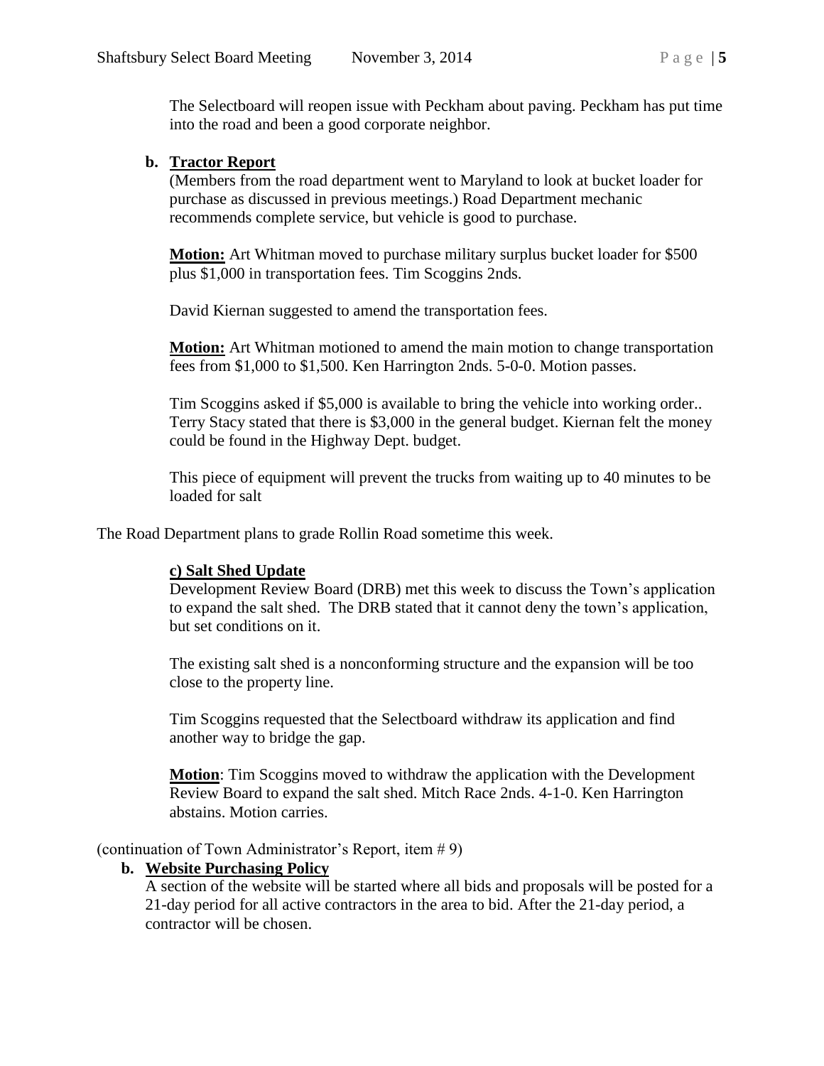The Selectboard will reopen issue with Peckham about paving. Peckham has put time into the road and been a good corporate neighbor.

**b. Tractor Report**

(Members from the road department went to Maryland to look at bucket loader for purchase as discussed in previous meetings.) Road Department mechanic recommends complete service, but vehicle is good to purchase.

**Motion:** Art Whitman moved to purchase military surplus bucket loader for $500 plus $1,000 in transportation fees. Tim Scoggins 2nds.

David Kiernan suggested to amend the transportation fees.

**Motion:** Art Whitman motioned to amend the main motion to change transportation fees from $1,000 to $1,500. Ken Harrington 2nds. 5-0-0. Motion passes.

Tim Scoggins asked if $5,000 is available to bring the vehicle into working order.. Terry Stacy stated that there is $3,000 in the general budget. Kiernan felt the money could be found in the Highway Dept. budget.

This piece of equipment will prevent the trucks from waiting up to 40 minutes to be loaded for salt

The Road Department plans to grade Rollin Road sometime this week.

**c) Salt Shed Update**

Development Review Board (DRB) met this week to discuss the Town's application to expand the salt shed. The DRB stated that it cannot deny the town's application, but set conditions on it.

The existing salt shed is a nonconforming structure and the expansion will be too close to the property line.

Tim Scoggins requested that the Selectboard withdraw its application and find another way to bridge the gap.

**Motion**: Tim Scoggins moved to withdraw the application with the Development Review Board to expand the salt shed. Mitch Race 2nds. 4-1-0. Ken Harrington abstains. Motion carries.

(continuation of Town Administrator's Report, item # 9)

**b. Website Purchasing Policy**

A section of the website will be started where all bids and proposals will be posted for a 21-day period for all active contractors in the area to bid. After the 21-day period, a contractor will be chosen.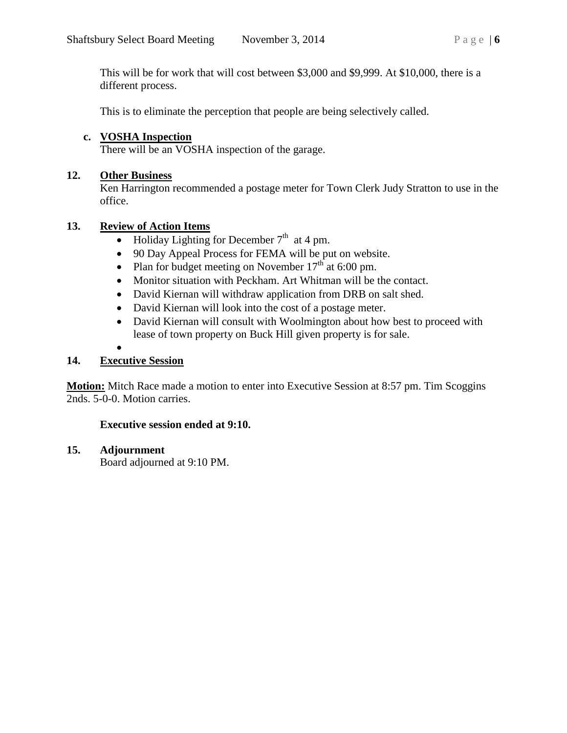This will be for work that will cost between $3,000 and $9,999. At $10,000, there is a different process.

This is to eliminate the perception that people are being selectively called.

**c. VOSHA Inspection**

There will be an VOSHA inspection of the garage.

## 12. Other Business

Ken Harrington recommended a postage meter for Town Clerk Judy Stratton to use in the office.

## 13. Review of Action Items

- Holiday Lighting for December 7th at 4 pm.
- 90 Day Appeal Process for FEMA will be put on website.
- Plan for budget meeting on November 17th at 6:00 pm.
- Monitor situation with Peckham. Art Whitman will be the contact.
- David Kiernan will withdraw application from DRB on salt shed.
- David Kiernan will look into the cost of a postage meter.
- David Kiernan will consult with Woolmington about how best to proceed with lease of town property on Buck Hill given property is for sale.

## 14. Executive Session

**Motion:** Mitch Race made a motion to enter into Executive Session at 8:57 pm. Tim Scoggins 2nds. 5-0-0. Motion carries.

**Executive session ended at 9:10.**

## 15. Adjournment

Board adjourned at 9:10 PM.